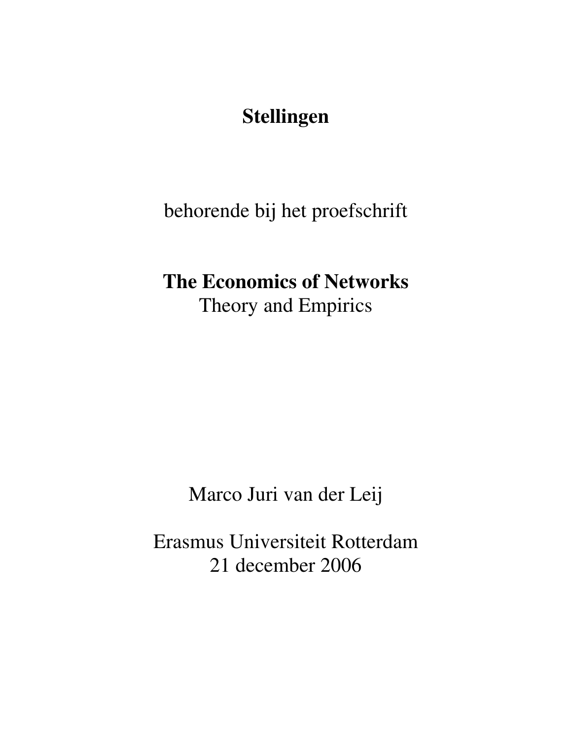# Stellingen

behorende bij het proefschrift

**The Economics of Networks**
Theory and Empirics

Marco Juri van der Leij

Erasmus Universiteit Rotterdam
21 december 2006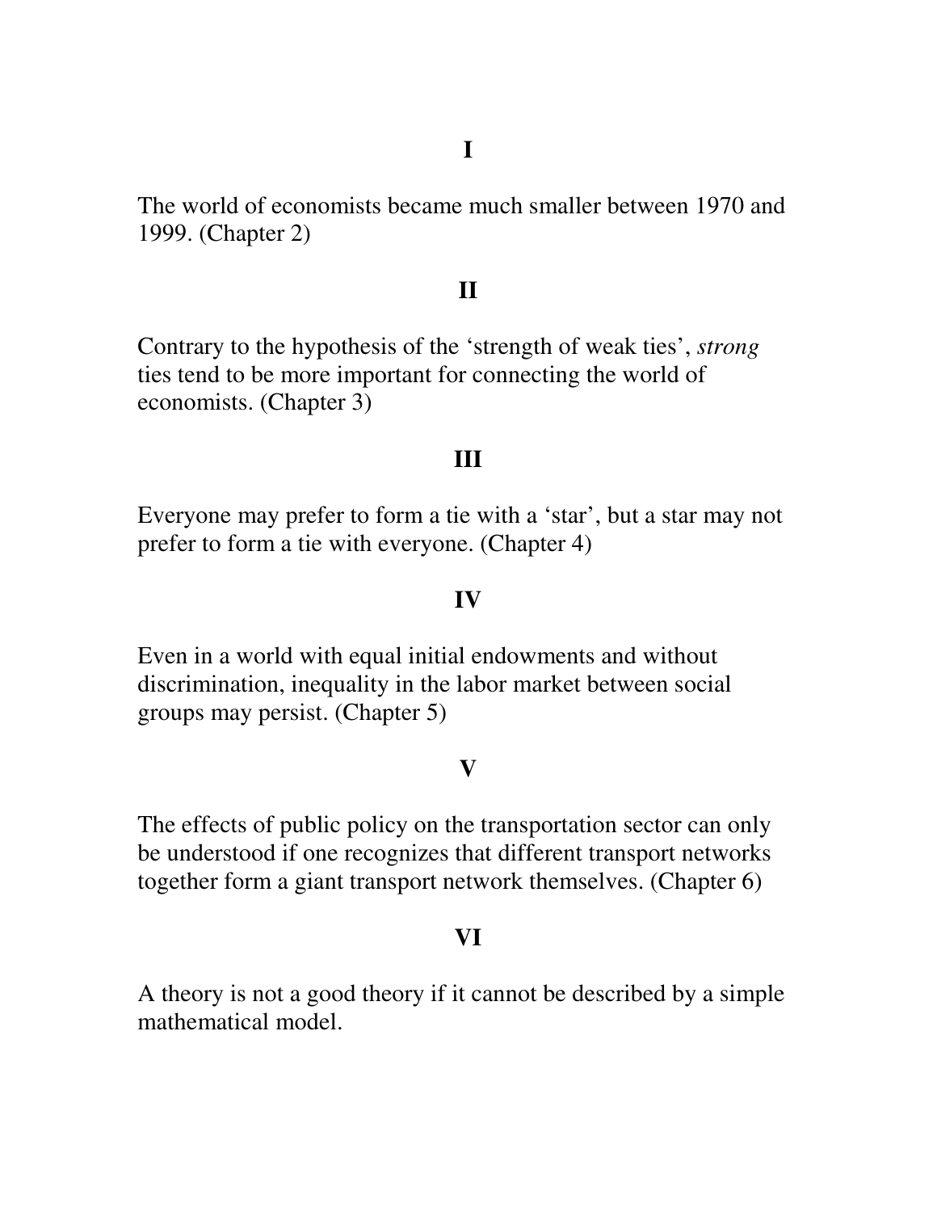**I**

The world of economists became much smaller between 1970 and 1999. (Chapter 2)

**II**

Contrary to the hypothesis of the 'strength of weak ties', *strong* ties tend to be more important for connecting the world of economists. (Chapter 3)

**III**

Everyone may prefer to form a tie with a 'star', but a star may not prefer to form a tie with everyone. (Chapter 4)

**IV**

Even in a world with equal initial endowments and without discrimination, inequality in the labor market between social groups may persist. (Chapter 5)

**V**

The effects of public policy on the transportation sector can only be understood if one recognizes that different transport networks together form a giant transport network themselves. (Chapter 6)

**VI**

A theory is not a good theory if it cannot be described by a simple mathematical model.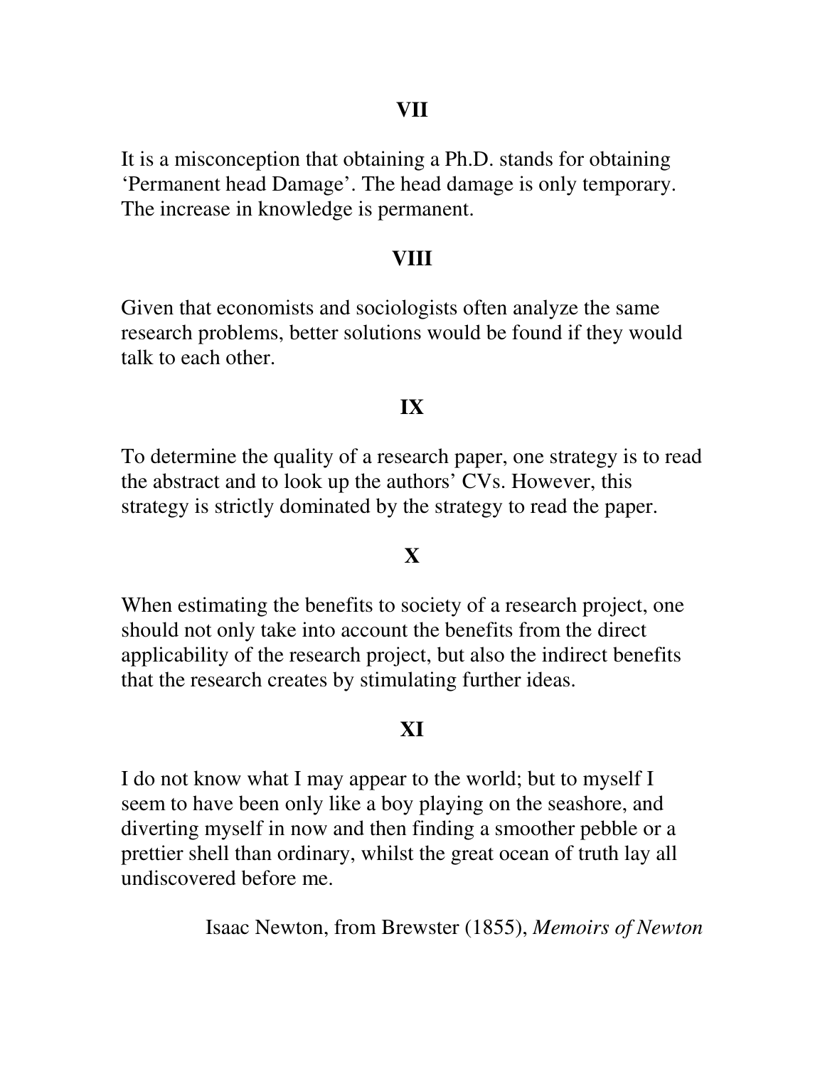**VII**

It is a misconception that obtaining a Ph.D. stands for obtaining 'Permanent head Damage'. The head damage is only temporary. The increase in knowledge is permanent.

**VIII**

Given that economists and sociologists often analyze the same research problems, better solutions would be found if they would talk to each other.

**IX**

To determine the quality of a research paper, one strategy is to read the abstract and to look up the authors' CVs. However, this strategy is strictly dominated by the strategy to read the paper.

**X**

When estimating the benefits to society of a research project, one should not only take into account the benefits from the direct applicability of the research project, but also the indirect benefits that the research creates by stimulating further ideas.

**XI**

I do not know what I may appear to the world; but to myself I seem to have been only like a boy playing on the seashore, and diverting myself in now and then finding a smoother pebble or a prettier shell than ordinary, whilst the great ocean of truth lay all undiscovered before me.

Isaac Newton, from Brewster (1855), *Memoirs of Newton*